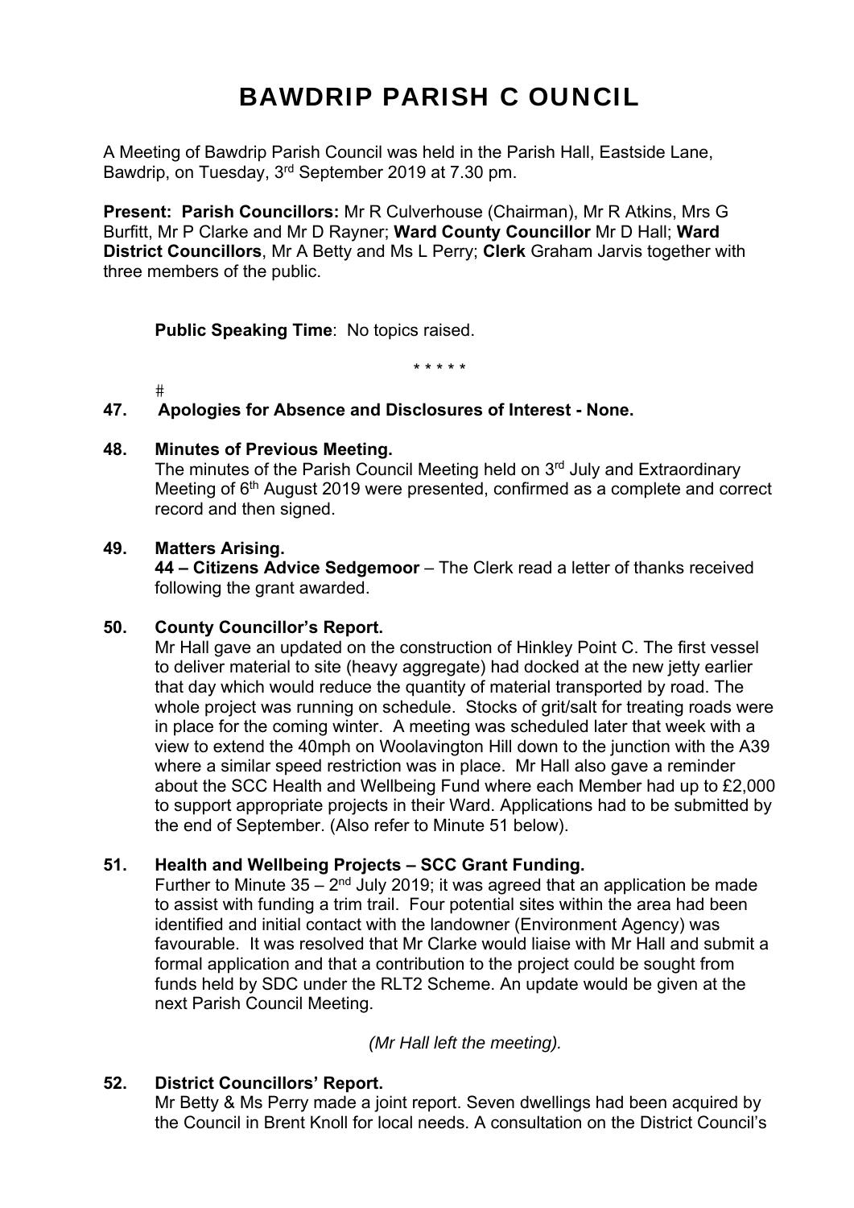# BAWDRIP PARISH C OUNCIL

A Meeting of Bawdrip Parish Council was held in the Parish Hall, Eastside Lane, Bawdrip, on Tuesday, 3rd September 2019 at 7.30 pm.

**Present: Parish Councillors:** Mr R Culverhouse (Chairman), Mr R Atkins, Mrs G Burfitt, Mr P Clarke and Mr D Rayner; **Ward County Councillor** Mr D Hall; **Ward District Councillors**, Mr A Betty and Ms L Perry; **Clerk** Graham Jarvis together with three members of the public.

**Public Speaking Time**: No topics raised.

\* \* \* \* \*

#

**47. Apologies for Absence and Disclosures of Interest - None.**

**48. Minutes of Previous Meeting.**

The minutes of the Parish Council Meeting held on 3rd July and Extraordinary Meeting of 6th August 2019 were presented, confirmed as a complete and correct record and then signed.

**49. Matters Arising.**

**44 – Citizens Advice Sedgemoor** – The Clerk read a letter of thanks received following the grant awarded.

**50. County Councillor's Report.**

Mr Hall gave an updated on the construction of Hinkley Point C. The first vessel to deliver material to site (heavy aggregate) had docked at the new jetty earlier that day which would reduce the quantity of material transported by road. The whole project was running on schedule. Stocks of grit/salt for treating roads were in place for the coming winter. A meeting was scheduled later that week with a view to extend the 40mph on Woolavington Hill down to the junction with the A39 where a similar speed restriction was in place. Mr Hall also gave a reminder about the SCC Health and Wellbeing Fund where each Member had up to £2,000 to support appropriate projects in their Ward. Applications had to be submitted by the end of September. (Also refer to Minute 51 below).

**51. Health and Wellbeing Projects – SCC Grant Funding.**

Further to Minute 35 – 2nd July 2019; it was agreed that an application be made to assist with funding a trim trail. Four potential sites within the area had been identified and initial contact with the landowner (Environment Agency) was favourable. It was resolved that Mr Clarke would liaise with Mr Hall and submit a formal application and that a contribution to the project could be sought from funds held by SDC under the RLT2 Scheme. An update would be given at the next Parish Council Meeting.

*(Mr Hall left the meeting).*

**52. District Councillors' Report.**

Mr Betty & Ms Perry made a joint report. Seven dwellings had been acquired by the Council in Brent Knoll for local needs. A consultation on the District Council's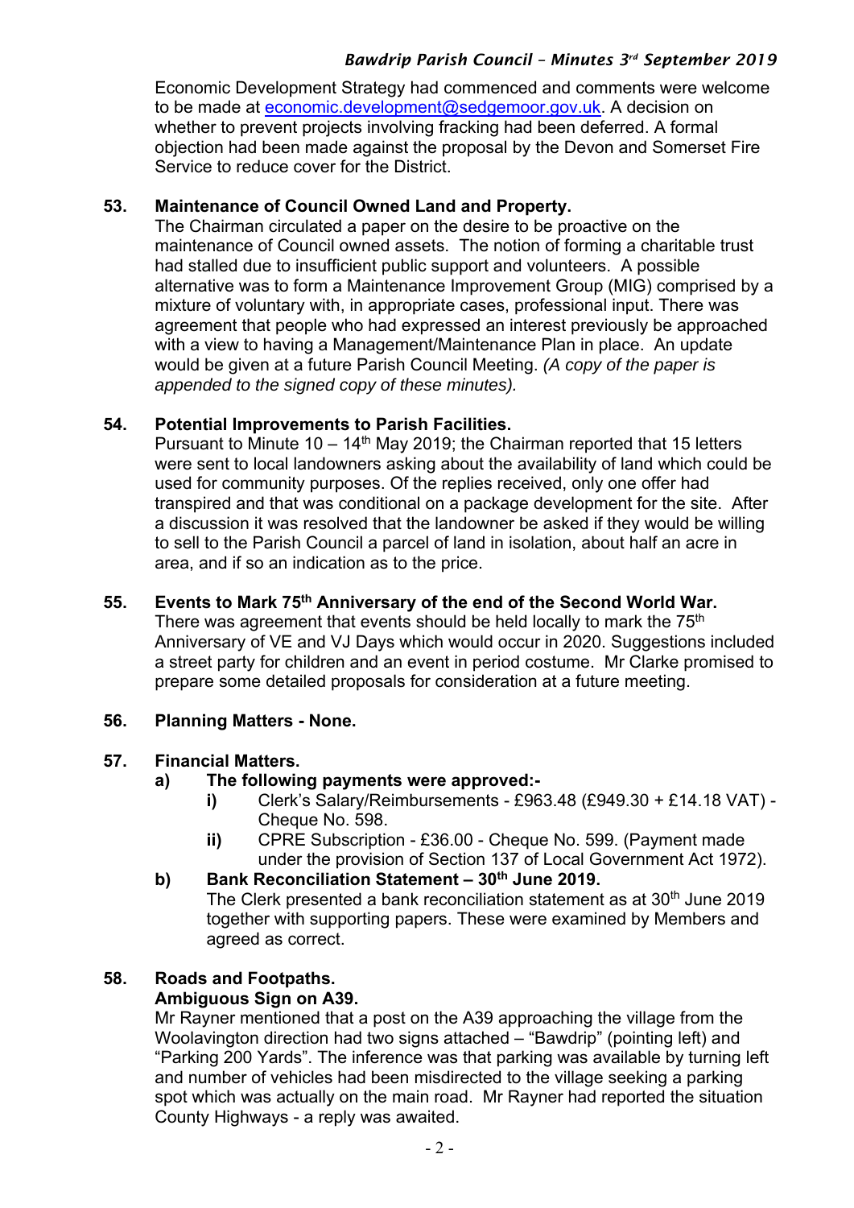Economic Development Strategy had commenced and comments were welcome to be made at economic.development@sedgemoor.gov.uk. A decision on whether to prevent projects involving fracking had been deferred. A formal objection had been made against the proposal by the Devon and Somerset Fire Service to reduce cover for the District.

**53. Maintenance of Council Owned Land and Property.**

The Chairman circulated a paper on the desire to be proactive on the maintenance of Council owned assets. The notion of forming a charitable trust had stalled due to insufficient public support and volunteers. A possible alternative was to form a Maintenance Improvement Group (MIG) comprised by a mixture of voluntary with, in appropriate cases, professional input. There was agreement that people who had expressed an interest previously be approached with a view to having a Management/Maintenance Plan in place. An update would be given at a future Parish Council Meeting. *(A copy of the paper is appended to the signed copy of these minutes).*

**54. Potential Improvements to Parish Facilities.**

Pursuant to Minute 10 – 14th May 2019; the Chairman reported that 15 letters were sent to local landowners asking about the availability of land which could be used for community purposes. Of the replies received, only one offer had transpired and that was conditional on a package development for the site. After a discussion it was resolved that the landowner be asked if they would be willing to sell to the Parish Council a parcel of land in isolation, about half an acre in area, and if so an indication as to the price.

**55. Events to Mark 75th Anniversary of the end of the Second World War.**

There was agreement that events should be held locally to mark the 75th Anniversary of VE and VJ Days which would occur in 2020. Suggestions included a street party for children and an event in period costume. Mr Clarke promised to prepare some detailed proposals for consideration at a future meeting.

**56. Planning Matters - None.**

**57. Financial Matters.**

**a) The following payments were approved:-**

- **i)** Clerk's Salary/Reimbursements - £963.48 (£949.30 + £14.18 VAT) - Cheque No. 598.
- **ii)** CPRE Subscription - £36.00 - Cheque No. 599. (Payment made under the provision of Section 137 of Local Government Act 1972).

**b) Bank Reconciliation Statement – 30th June 2019.**

The Clerk presented a bank reconciliation statement as at 30th June 2019 together with supporting papers. These were examined by Members and agreed as correct.

**58. Roads and Footpaths.**

**Ambiguous Sign on A39.**

Mr Rayner mentioned that a post on the A39 approaching the village from the Woolavington direction had two signs attached – "Bawdrip" (pointing left) and "Parking 200 Yards". The inference was that parking was available by turning left and number of vehicles had been misdirected to the village seeking a parking spot which was actually on the main road. Mr Rayner had reported the situation County Highways - a reply was awaited.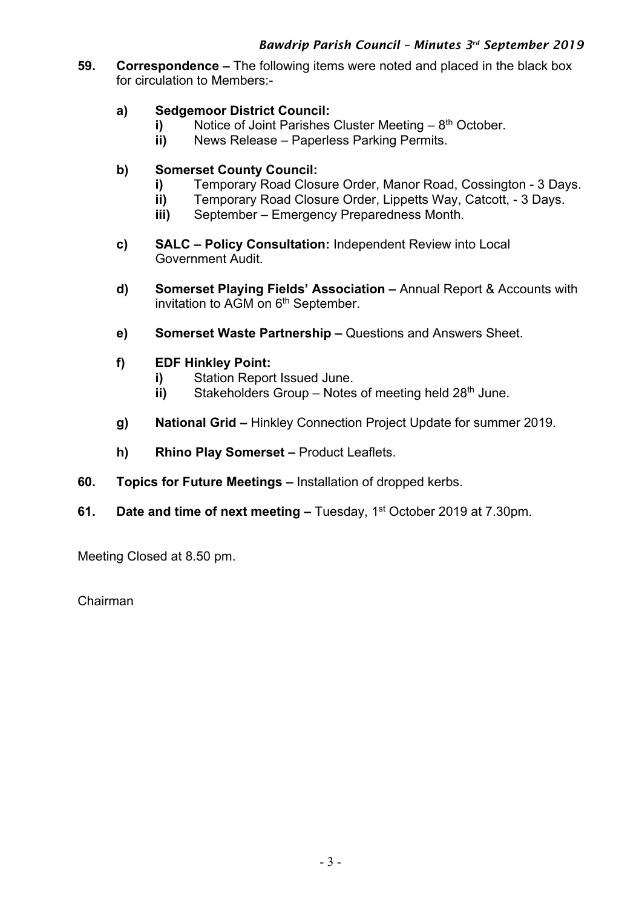**59. Correspondence –** The following items were noted and placed in the black box for circulation to Members:-

**a) Sedgemoor District Council:**

- **i)** Notice of Joint Parishes Cluster Meeting – 8th October.
- **ii)** News Release – Paperless Parking Permits.

**b) Somerset County Council:**

- **i)** Temporary Road Closure Order, Manor Road, Cossington - 3 Days.
- **ii)** Temporary Road Closure Order, Lippetts Way, Catcott, - 3 Days.
- **iii)** September – Emergency Preparedness Month.

**c) SALC – Policy Consultation:** Independent Review into Local Government Audit.

**d) Somerset Playing Fields' Association –** Annual Report & Accounts with invitation to AGM on 6th September.

**e) Somerset Waste Partnership –** Questions and Answers Sheet.

**f) EDF Hinkley Point:**

- **i)** Station Report Issued June.
- **ii)** Stakeholders Group – Notes of meeting held 28th June.

**g) National Grid –** Hinkley Connection Project Update for summer 2019.

**h) Rhino Play Somerset –** Product Leaflets.

**60. Topics for Future Meetings –** Installation of dropped kerbs.

**61. Date and time of next meeting –** Tuesday, 1st October 2019 at 7.30pm.

Meeting Closed at 8.50 pm.

Chairman